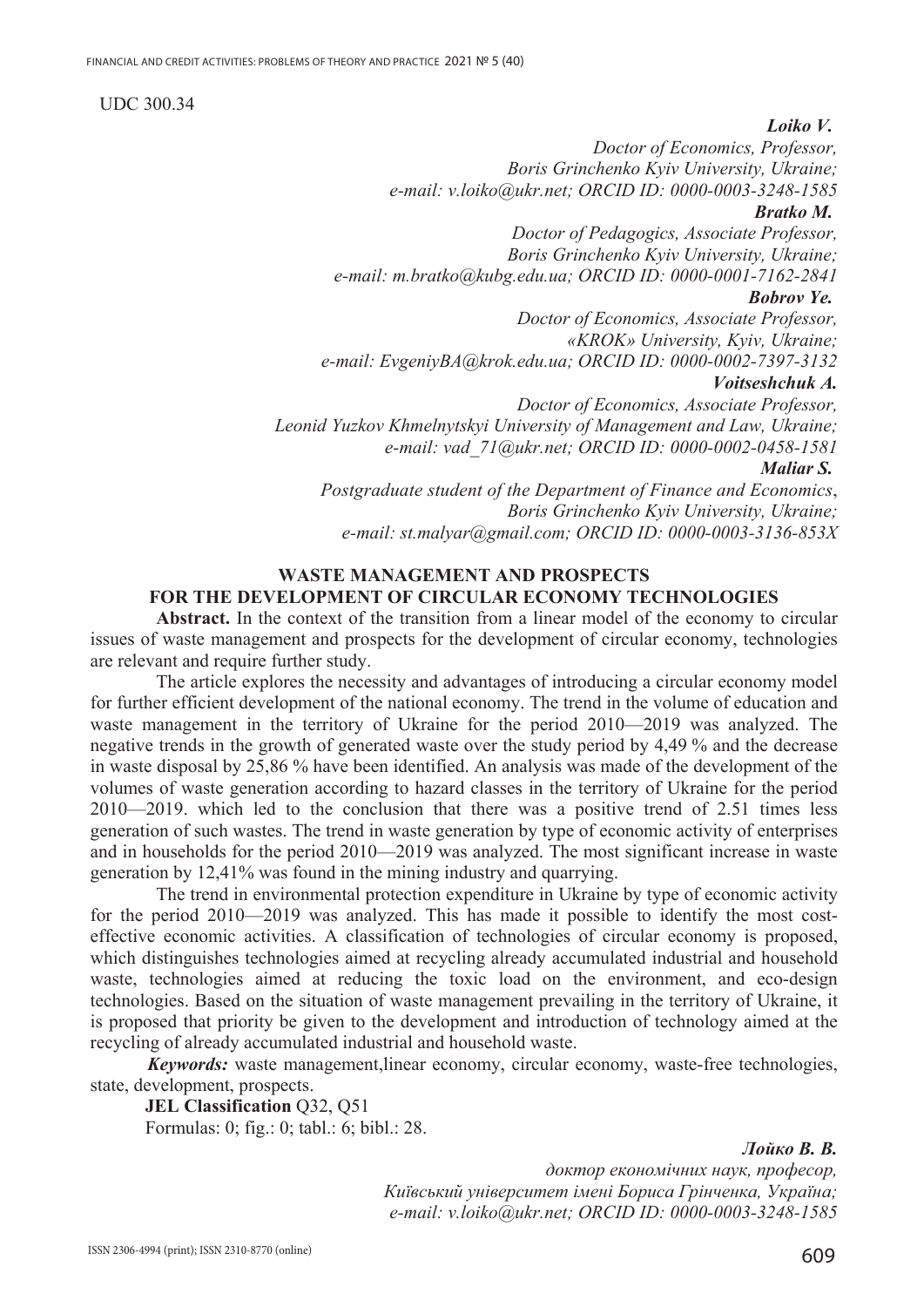UDC 300.34

***Loiko V.***
*Doctor of Economics, Professor,*
*Boris Grinchenko Kyiv University, Ukraine;*
*e-mail: v.loiko@ukr.net; ORCID ID: 0000-0003-3248-1585*

***Bratko M.***
*Doctor of Pedagogics, Associate Professor,*
*Boris Grinchenko Kyiv University, Ukraine;*
*e-mail: m.bratko@kubg.edu.ua; ORCID ID: 0000-0001-7162-2841*

***Bobrov Ye.***
*Doctor of Economics, Associate Professor,*
*«KROK» University, Kyiv, Ukraine;*
*e-mail: EvgeniyBA@krok.edu.ua; ORCID ID: 0000-0002-7397-3132*

***Voitseshchuk A.***
*Doctor of Economics, Associate Professor,*
*Leonid Yuzkov Khmelnytskyi University of Management and Law, Ukraine;*
*e-mail: vad_71@ukr.net; ORCID ID: 0000-0002-0458-1581*

***Maliar S.***
*Postgraduate student of the Department of Finance and Economics*,
*Boris Grinchenko Kyiv University, Ukraine;*
*e-mail: st.malyar@gmail.com; ORCID ID: 0000-0003-3136-853X*

# WASTE MANAGEMENT AND PROSPECTS FOR THE DEVELOPMENT OF CIRCULAR ECONOMY TECHNOLOGIES

**Abstract.** In the context of the transition from a linear model of the economy to circular issues of waste management and prospects for the development of circular economy, technologies are relevant and require further study.

The article explores the necessity and advantages of introducing a circular economy model for further efficient development of the national economy. The trend in the volume of education and waste management in the territory of Ukraine for the period 2010—2019 was analyzed. The negative trends in the growth of generated waste over the study period by 4,49 % and the decrease in waste disposal by 25,86 % have been identified. An analysis was made of the development of the volumes of waste generation according to hazard classes in the territory of Ukraine for the period 2010—2019. which led to the conclusion that there was a positive trend of 2.51 times less generation of such wastes. The trend in waste generation by type of economic activity of enterprises and in households for the period 2010—2019 was analyzed. The most significant increase in waste generation by 12,41% was found in the mining industry and quarrying.

The trend in environmental protection expenditure in Ukraine by type of economic activity for the period 2010—2019 was analyzed. This has made it possible to identify the most cost-effective economic activities. A classification of technologies of circular economy is proposed, which distinguishes technologies aimed at recycling already accumulated industrial and household waste, technologies aimed at reducing the toxic load on the environment, and eco-design technologies. Based on the situation of waste management prevailing in the territory of Ukraine, it is proposed that priority be given to the development and introduction of technology aimed at the recycling of already accumulated industrial and household waste.

***Keywords:*** waste management,linear economy, circular economy, waste-free technologies, state, development, prospects.

**JEL Classification** Q32, Q51

Formulas: 0; fig.: 0; tabl.: 6; bibl.: 28.

***Лойко В. В.***
*доктор економічних наук, професор,*
*Київський університет імені Бориса Грінченка, Україна;*
*e-mail: v.loiko@ukr.net; ORCID ID: 0000-0003-3248-1585*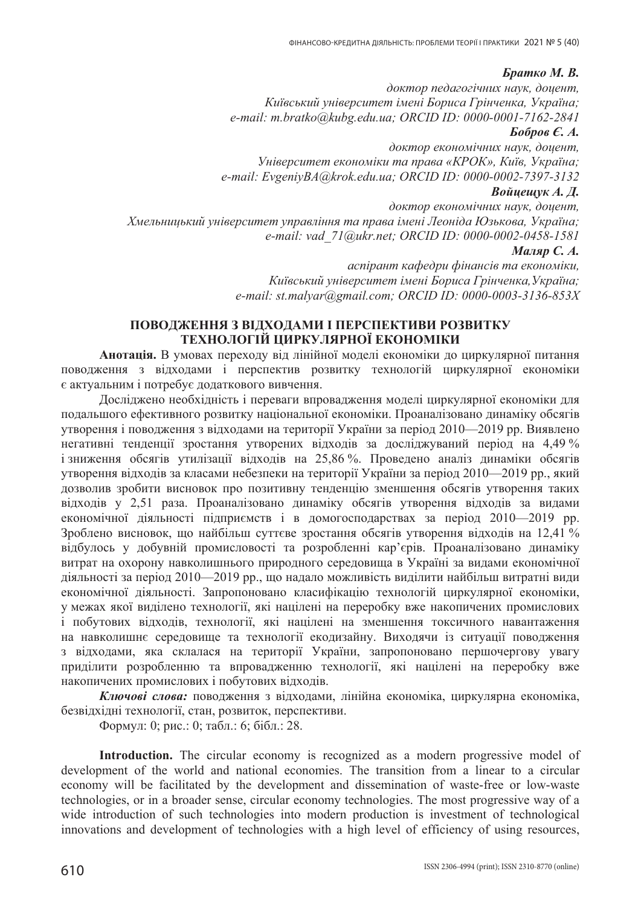***Братко М. В.***

*доктор педагогічних наук, доцент,*
*Київський університет імені Бориса Грінченка, Україна;*
*e-mail: m.bratko@kubg.edu.ua; ORCID ID: 0000-0001-7162-2841*

***Бобров Є. А.***

*доктор економічних наук, доцент,*
*Університет економіки та права «КРОК», Київ, Україна;*
*e-mail: EvgeniyBA@krok.edu.ua; ORCID ID: 0000-0002-7397-3132*

***Войцещук А. Д.***

*доктор економічних наук, доцент,*
*Хмельницький університет управління та права імені Леоніда Юзькова, Україна;*
*e-mail: vad_71@ukr.net; ORCID ID: 0000-0002-0458-1581*

***Маляр С. А.***

*аспірант кафедри фінансів та економіки,*
*Київський університет імені Бориса Грінченка,Україна;*
*e-mail: st.malyar@gmail.com; ORCID ID: 0000-0003-3136-853X*

# ПОВОДЖЕННЯ З ВІДХОДАМИ І ПЕРСПЕКТИВИ РОЗВИТКУ ТЕХНОЛОГІЙ ЦИРКУЛЯРНОЇ ЕКОНОМІКИ

**Анотація.** В умовах переходу від лінійної моделі економіки до циркулярної питання поводження з відходами і перспектив розвитку технологій циркулярної економіки є актуальним і потребує додаткового вивчення.

Досліджено необхідність і переваги впровадження моделі циркулярної економіки для подальшого ефективного розвитку національної економіки. Проаналізовано динаміку обсягів утворення і поводження з відходами на території України за період 2010—2019 рр. Виявлено негативні тенденції зростання утворених відходів за досліджуваний період на 4,49 % і зниження обсягів утилізації відходів на 25,86 %. Проведено аналіз динаміки обсягів утворення відходів за класами небезпеки на території України за період 2010—2019 рр., який дозволив зробити висновок про позитивну тенденцію зменшення обсягів утворення таких відходів у 2,51 раза. Проаналізовано динаміку обсягів утворення відходів за видами економічної діяльності підприємств і в домогосподарствах за період 2010—2019 рр. Зроблено висновок, що найбільш суттєве зростання обсягів утворення відходів на 12,41 % відбулось у добувній промисловості та розробленні кар'єрів. Проаналізовано динаміку витрат на охорону навколишнього природного середовища в Україні за видами економічної діяльності за період 2010—2019 рр., що надало можливість виділити найбільш витратні види економічної діяльності. Запропоновано класифікацію технологій циркулярної економіки, у межах якої виділено технології, які націлені на переробку вже накопичених промислових і побутових відходів, технології, які націлені на зменшення токсичного навантаження на навколишнє середовище та технології екодизайну. Виходячи із ситуації поводження з відходами, яка склалася на території України, запропоновано першочергову увагу приділити розробленню та впровадженню технології, які націлені на переробку вже накопичених промислових і побутових відходів.

***Ключові слова:*** поводження з відходами, лінійна економіка, циркулярна економіка, безвідхідні технології, стан, розвиток, перспективи.

Формул: 0; рис.: 0; табл.: 6; бібл.: 28.

**Introduction.** The circular economy is recognized as a modern progressive model of development of the world and national economies. The transition from a linear to a circular economy will be facilitated by the development and dissemination of waste-free or low-waste technologies, or in a broader sense, circular economy technologies. The most progressive way of a wide introduction of such technologies into modern production is investment of technological innovations and development of technologies with a high level of efficiency of using resources,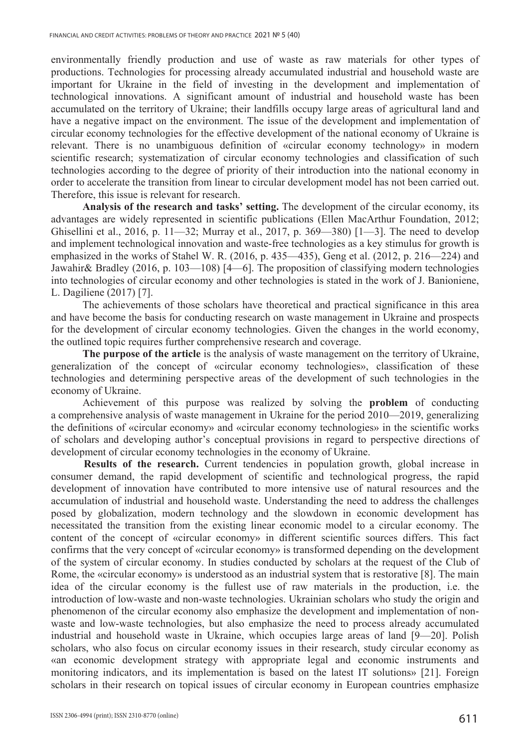environmentally friendly production and use of waste as raw materials for other types of productions. Technologies for processing already accumulated industrial and household waste are important for Ukraine in the field of investing in the development and implementation of technological innovations. A significant amount of industrial and household waste has been accumulated on the territory of Ukraine; their landfills occupy large areas of agricultural land and have a negative impact on the environment. The issue of the development and implementation of circular economy technologies for the effective development of the national economy of Ukraine is relevant. There is no unambiguous definition of «circular economy technology» in modern scientific research; systematization of circular economy technologies and classification of such technologies according to the degree of priority of their introduction into the national economy in order to accelerate the transition from linear to circular development model has not been carried out. Therefore, this issue is relevant for research.

**Analysis of the research and tasks' setting.** The development of the circular economy, its advantages are widely represented in scientific publications (Ellen MacArthur Foundation, 2012; Ghisellini et al., 2016, p. 11—32; Murray et al., 2017, p. 369—380) [1—3]. The need to develop and implement technological innovation and waste-free technologies as a key stimulus for growth is emphasized in the works of Stahel W. R. (2016, p. 435—435), Geng et al. (2012, p. 216—224) and Jawahir& Bradley (2016, p. 103—108) [4—6]. The proposition of classifying modern technologies into technologies of circular economy and other technologies is stated in the work of J. Banioniene, L. Dagiliene (2017) [7].

The achievements of those scholars have theoretical and practical significance in this area and have become the basis for conducting research on waste management in Ukraine and prospects for the development of circular economy technologies. Given the changes in the world economy, the outlined topic requires further comprehensive research and coverage.

**The purpose of the article** is the analysis of waste management on the territory of Ukraine, generalization of the concept of «circular economy technologies», classification of these technologies and determining perspective areas of the development of such technologies in the economy of Ukraine.

Achievement of this purpose was realized by solving the **problem** of conducting a comprehensive analysis of waste management in Ukraine for the period 2010—2019, generalizing the definitions of «circular economy» and «circular economy technologies» in the scientific works of scholars and developing author's conceptual provisions in regard to perspective directions of development of circular economy technologies in the economy of Ukraine.

**Results of the research.** Current tendencies in population growth, global increase in consumer demand, the rapid development of scientific and technological progress, the rapid development of innovation have contributed to more intensive use of natural resources and the accumulation of industrial and household waste. Understanding the need to address the challenges posed by globalization, modern technology and the slowdown in economic development has necessitated the transition from the existing linear economic model to a circular economy. The content of the concept of «circular economy» in different scientific sources differs. This fact confirms that the very concept of «circular economy» is transformed depending on the development of the system of circular economy. In studies conducted by scholars at the request of the Club of Rome, the «circular economy» is understood as an industrial system that is restorative [8]. The main idea of the circular economy is the fullest use of raw materials in the production, i.e. the introduction of low-waste and non-waste technologies. Ukrainian scholars who study the origin and phenomenon of the circular economy also emphasize the development and implementation of non-waste and low-waste technologies, but also emphasize the need to process already accumulated industrial and household waste in Ukraine, which occupies large areas of land [9—20]. Polish scholars, who also focus on circular economy issues in their research, study circular economy as «an economic development strategy with appropriate legal and economic instruments and monitoring indicators, and its implementation is based on the latest IT solutions» [21]. Foreign scholars in their research on topical issues of circular economy in European countries emphasize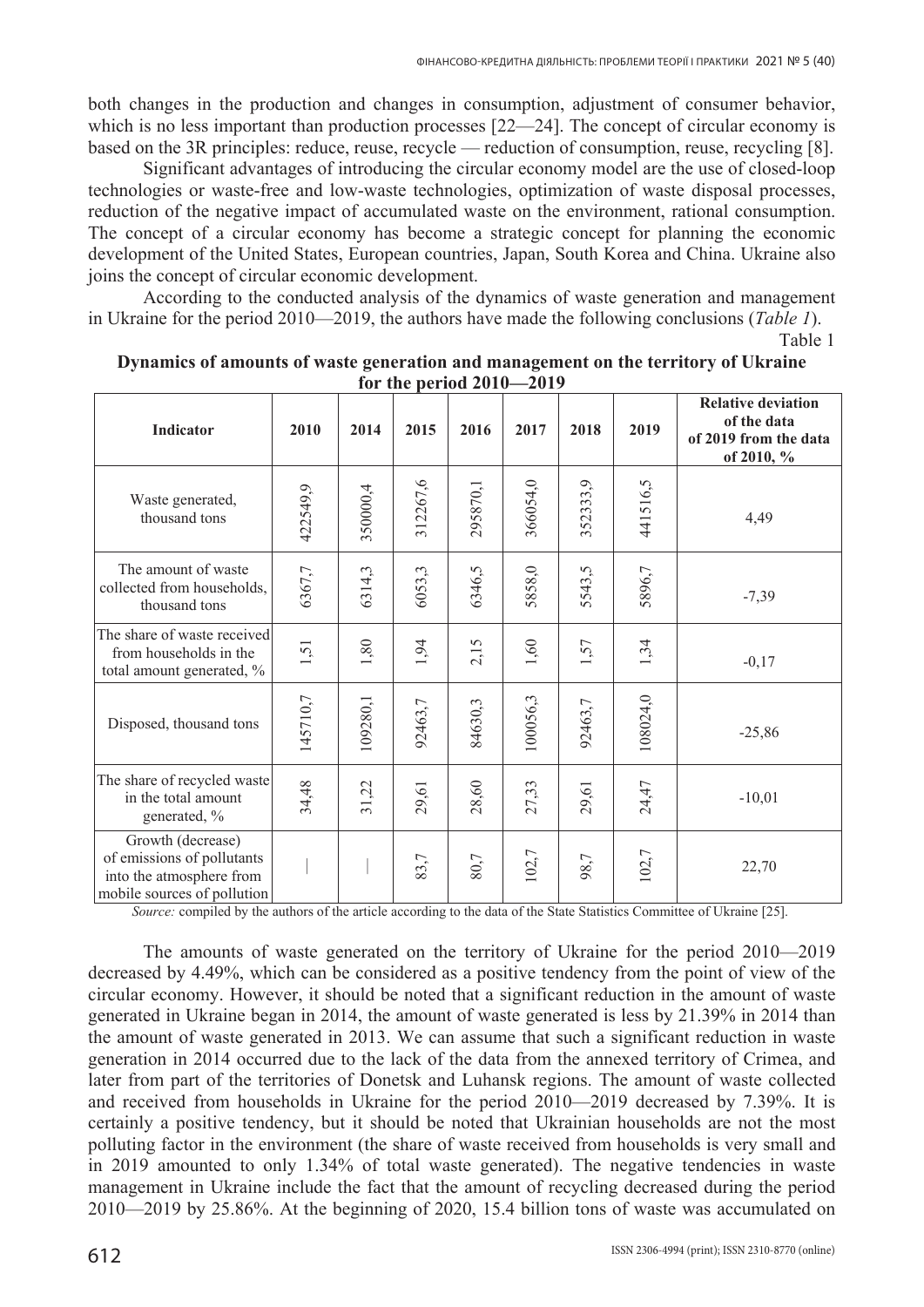both changes in the production and changes in consumption, adjustment of consumer behavior, which is no less important than production processes [22—24]. The concept of circular economy is based on the 3R principles: reduce, reuse, recycle — reduction of consumption, reuse, recycling [8].

Significant advantages of introducing the circular economy model are the use of closed-loop technologies or waste-free and low-waste technologies, optimization of waste disposal processes, reduction of the negative impact of accumulated waste on the environment, rational consumption. The concept of a circular economy has become a strategic concept for planning the economic development of the United States, European countries, Japan, South Korea and China. Ukraine also joins the concept of circular economic development.

According to the conducted analysis of the dynamics of waste generation and management in Ukraine for the period 2010—2019, the authors have made the following conclusions (*Table 1*).

Table 1

**Dynamics of amounts of waste generation and management on the territory of Ukraine for the period 2010—2019**

| Indicator | 2010 | 2014 | 2015 | 2016 | 2017 | 2018 | 2019 | Relative deviation of the data of 2019 from the data of 2010, % |
|---|---|---|---|---|---|---|---|---|
| Waste generated, thousand tons | 422549,9 | 350000,4 | 312267,6 | 295870,1 | 366054,0 | 352333,9 | 441516,5 | 4,49 |
| The amount of waste collected from households, thousand tons | 6367,7 | 6314,3 | 6053,3 | 6346,5 | 5858,0 | 5543,5 | 5896,7 | -7,39 |
| The share of waste received from households in the total amount generated, % | 1,51 | 1,80 | 1,94 | 2,15 | 1,60 | 1,57 | 1,34 | -0,17 |
| Disposed, thousand tons | 145710,7 | 109280,1 | 92463,7 | 84630,3 | 100056,3 | 92463,7 | 108024,0 | -25,86 |
| The share of recycled waste in the total amount generated, % | 34,48 | 31,22 | 29,61 | 28,60 | 27,33 | 29,61 | 24,47 | -10,01 |
| Growth (decrease) of emissions of pollutants into the atmosphere from mobile sources of pollution | — | — | 83,7 | 80,7 | 102,7 | 98,7 | 102,7 | 22,70 |

*Source:* compiled by the authors of the article according to the data of the State Statistics Committee of Ukraine [25].

The amounts of waste generated on the territory of Ukraine for the period 2010—2019 decreased by 4.49%, which can be considered as a positive tendency from the point of view of the circular economy. However, it should be noted that a significant reduction in the amount of waste generated in Ukraine began in 2014, the amount of waste generated is less by 21.39% in 2014 than the amount of waste generated in 2013. We can assume that such a significant reduction in waste generation in 2014 occurred due to the lack of the data from the annexed territory of Crimea, and later from part of the territories of Donetsk and Luhansk regions. The amount of waste collected and received from households in Ukraine for the period 2010—2019 decreased by 7.39%. It is certainly a positive tendency, but it should be noted that Ukrainian households are not the most polluting factor in the environment (the share of waste received from households is very small and in 2019 amounted to only 1.34% of total waste generated). The negative tendencies in waste management in Ukraine include the fact that the amount of recycling decreased during the period 2010—2019 by 25.86%. At the beginning of 2020, 15.4 billion tons of waste was accumulated on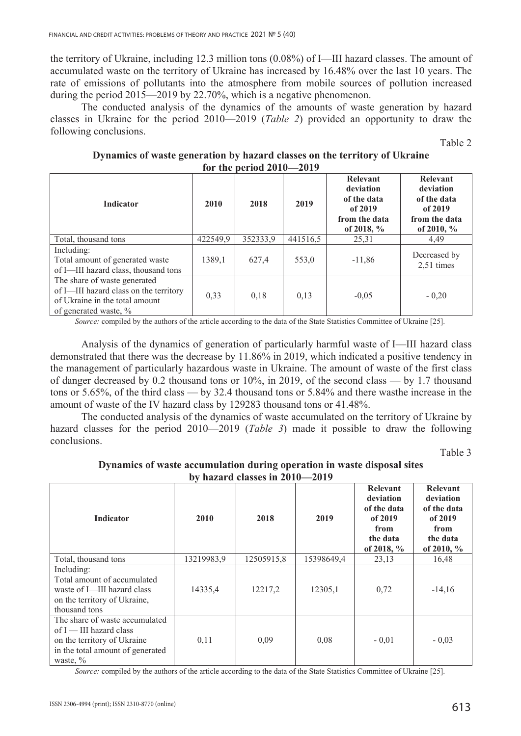the territory of Ukraine, including 12.3 million tons (0.08%) of I—III hazard classes. The amount of accumulated waste on the territory of Ukraine has increased by 16.48% over the last 10 years. The rate of emissions of pollutants into the atmosphere from mobile sources of pollution increased during the period 2015—2019 by 22.70%, which is a negative phenomenon.

The conducted analysis of the dynamics of the amounts of waste generation by hazard classes in Ukraine for the period 2010—2019 (*Table 2*) provided an opportunity to draw the following conclusions.

Table 2

**Dynamics of waste generation by hazard classes on the territory of Ukraine for the period 2010—2019**

| Indicator | 2010 | 2018 | 2019 | Relevant deviation of the data of 2019 from the data of 2018, % | Relevant deviation of the data of 2019 from the data of 2010, % |
|---|---|---|---|---|---|
| Total, thousand tons | 422549,9 | 352333,9 | 441516,5 | 25,31 | 4,49 |
| Including: Total amount of generated waste of I—III hazard class, thousand tons | 1389,1 | 627,4 | 553,0 | -11,86 | Decreased by 2,51 times |
| The share of waste generated of I—III hazard class on the territory of Ukraine in the total amount of generated waste, % | 0,33 | 0,18 | 0,13 | -0,05 | - 0,20 |

*Source:* compiled by the authors of the article according to the data of the State Statistics Committee of Ukraine [25].

Analysis of the dynamics of generation of particularly harmful waste of I—III hazard class demonstrated that there was the decrease by 11.86% in 2019, which indicated a positive tendency in the management of particularly hazardous waste in Ukraine. The amount of waste of the first class of danger decreased by 0.2 thousand tons or 10%, in 2019, of the second class — by 1.7 thousand tons or 5.65%, of the third class — by 32.4 thousand tons or 5.84% and there wasthe increase in the amount of waste of the IV hazard class by 129283 thousand tons or 41.48%.

The conducted analysis of the dynamics of waste accumulated on the territory of Ukraine by hazard classes for the period 2010—2019 (*Table 3*) made it possible to draw the following conclusions.

Table 3

**Dynamics of waste accumulation during operation in waste disposal sites by hazard classes in 2010—2019**

| Indicator | 2010 | 2018 | 2019 | Relevant deviation of the data of 2019 from the data of 2018, % | Relevant deviation of the data of 2019 from the data of 2010, % |
|---|---|---|---|---|---|
| Total, thousand tons | 13219983,9 | 12505915,8 | 15398649,4 | 23,13 | 16,48 |
| Including: Total amount of accumulated waste of I—III hazard class on the territory of Ukraine, thousand tons | 14335,4 | 12217,2 | 12305,1 | 0,72 | -14,16 |
| The share of waste accumulated of I — III hazard class on the territory of Ukraine in the total amount of generated waste, % | 0,11 | 0,09 | 0,08 | - 0,01 | - 0,03 |

*Source:* compiled by the authors of the article according to the data of the State Statistics Committee of Ukraine [25].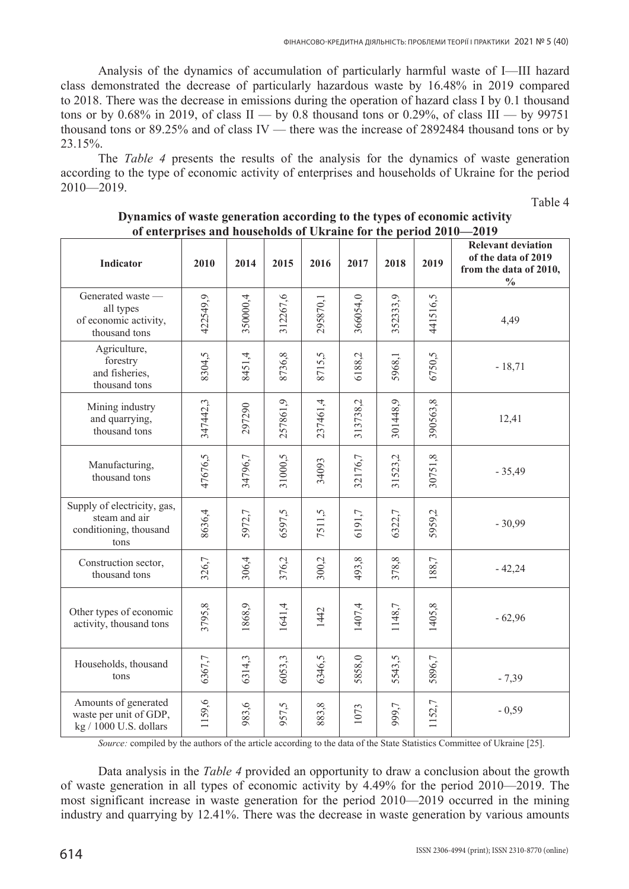Analysis of the dynamics of accumulation of particularly harmful waste of I—III hazard class demonstrated the decrease of particularly hazardous waste by 16.48% in 2019 compared to 2018. There was the decrease in emissions during the operation of hazard class I by 0.1 thousand tons or by 0.68% in 2019, of class II — by 0.8 thousand tons or 0.29%, of class III — by 99751 thousand tons or 89.25% and of class IV — there was the increase of 2892484 thousand tons or by 23.15%.

The *Table 4* presents the results of the analysis for the dynamics of waste generation according to the type of economic activity of enterprises and households of Ukraine for the period 2010—2019.

Table 4

**Dynamics of waste generation according to the types of economic activity of enterprises and households of Ukraine for the period 2010—2019**

| Indicator | 2010 | 2014 | 2015 | 2016 | 2017 | 2018 | 2019 | Relevant deviation of the data of 2019 from the data of 2010, % |
|---|---|---|---|---|---|---|---|---|
| Generated waste — all types of economic activity, thousand tons | 422549,9 | 350000,4 | 312267,6 | 295870,1 | 366054,0 | 352333,9 | 441516,5 | 4,49 |
| Agriculture, forestry and fisheries, thousand tons | 8304,5 | 8451,4 | 8736,8 | 8715,5 | 6188,2 | 5968,1 | 6750,5 | - 18,71 |
| Mining industry and quarrying, thousand tons | 347442,3 | 297290 | 257861,9 | 237461,4 | 313738,2 | 301448,9 | 390563,8 | 12,41 |
| Manufacturing, thousand tons | 47676,5 | 34796,7 | 31000,5 | 34093 | 32176,7 | 31523,2 | 30751,8 | - 35,49 |
| Supply of electricity, gas, steam and air conditioning, thousand tons | 8636,4 | 5972,7 | 6597,5 | 7511,5 | 6191,7 | 6322,7 | 5959,2 | - 30,99 |
| Construction sector, thousand tons | 326,7 | 306,4 | 376,2 | 300,2 | 493,8 | 378,8 | 188,7 | - 42,24 |
| Other types of economic activity, thousand tons | 3795,8 | 1868,9 | 1641,4 | 1442 | 1407,4 | 1148,7 | 1405,8 | - 62,96 |
| Households, thousand tons | 6367,7 | 6314,3 | 6053,3 | 6346,5 | 5858,0 | 5543,5 | 5896,7 | - 7,39 |
| Amounts of generated waste per unit of GDP, kg / 1000 U.S. dollars | 1159,6 | 983,6 | 957,5 | 883,8 | 1073 | 999,7 | 1152,7 | - 0,59 |

*Source:* compiled by the authors of the article according to the data of the State Statistics Committee of Ukraine [25].

Data analysis in the *Table 4* provided an opportunity to draw a conclusion about the growth of waste generation in all types of economic activity by 4.49% for the period 2010—2019. The most significant increase in waste generation for the period 2010—2019 occurred in the mining industry and quarrying by 12.41%. There was the decrease in waste generation by various amounts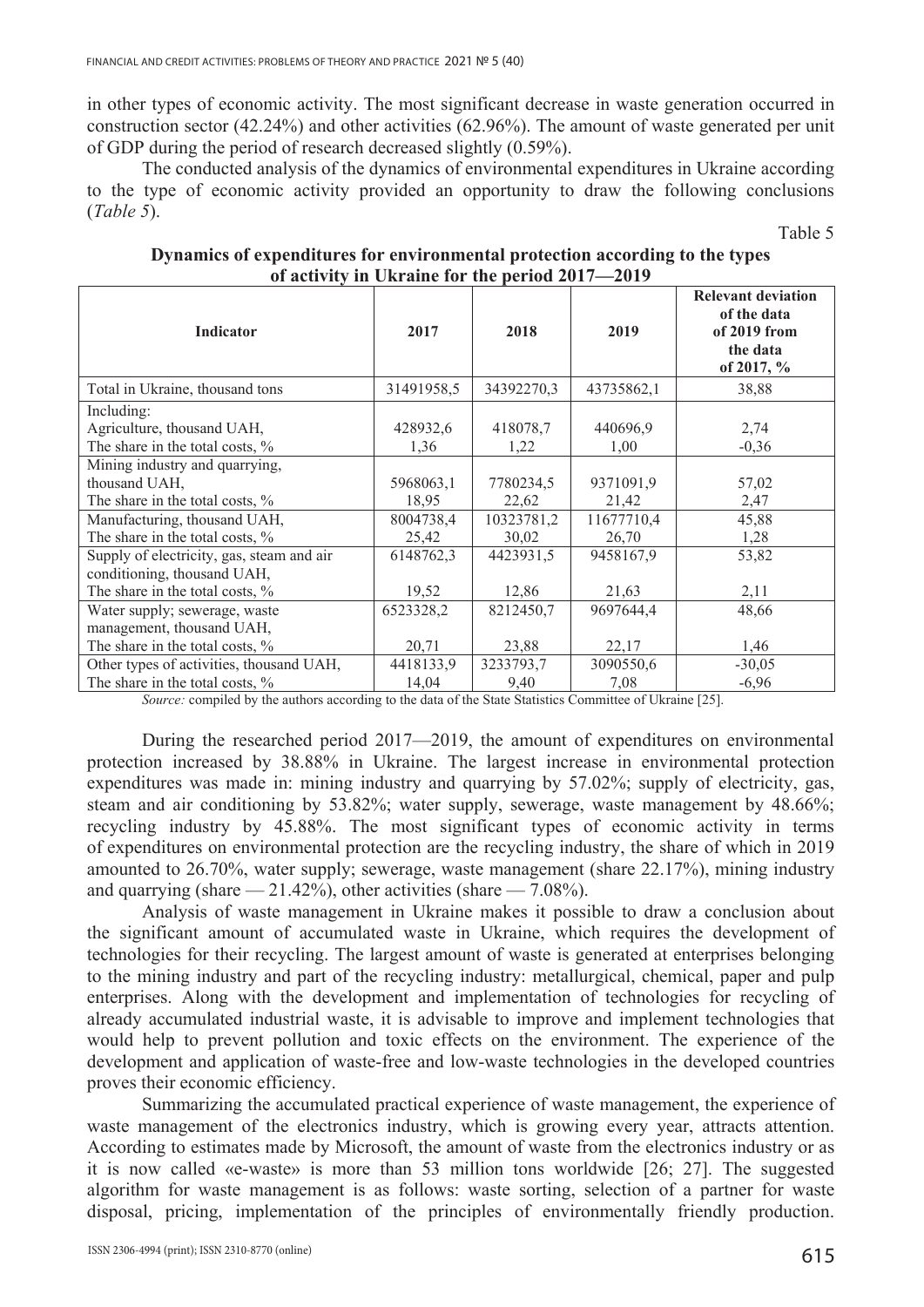in other types of economic activity. The most significant decrease in waste generation occurred in construction sector (42.24%) and other activities (62.96%). The amount of waste generated per unit of GDP during the period of research decreased slightly (0.59%).

The conducted analysis of the dynamics of environmental expenditures in Ukraine according to the type of economic activity provided an opportunity to draw the following conclusions (*Table 5*).

Table 5

**Dynamics of expenditures for environmental protection according to the types of activity in Ukraine for the period 2017—2019**

| Indicator | 2017 | 2018 | 2019 | Relevant deviation of the data of 2019 from the data of 2017, % |
|---|---|---|---|---|
| Total in Ukraine, thousand tons | 31491958,5 | 34392270,3 | 43735862,1 | 38,88 |
| Including: | | | | |
| Agriculture, thousand UAH, | 428932,6 | 418078,7 | 440696,9 | 2,74 |
| The share in the total costs, % | 1,36 | 1,22 | 1,00 | -0,36 |
| Mining industry and quarrying, thousand UAH, | 5968063,1 | 7780234,5 | 9371091,9 | 57,02 |
| The share in the total costs, % | 18,95 | 22,62 | 21,42 | 2,47 |
| Manufacturing, thousand UAH, | 8004738,4 | 10323781,2 | 11677710,4 | 45,88 |
| The share in the total costs, % | 25,42 | 30,02 | 26,70 | 1,28 |
| Supply of electricity, gas, steam and air conditioning, thousand UAH, | 6148762,3 | 4423931,5 | 9458167,9 | 53,82 |
| The share in the total costs, % | 19,52 | 12,86 | 21,63 | 2,11 |
| Water supply; sewerage, waste management, thousand UAH, | 6523328,2 | 8212450,7 | 9697644,4 | 48,66 |
| The share in the total costs, % | 20,71 | 23,88 | 22,17 | 1,46 |
| Other types of activities, thousand UAH, | 4418133,9 | 3233793,7 | 3090550,6 | -30,05 |
| The share in the total costs, % | 14,04 | 9,40 | 7,08 | -6,96 |

*Source:* compiled by the authors according to the data of the State Statistics Committee of Ukraine [25].

During the researched period 2017—2019, the amount of expenditures on environmental protection increased by 38.88% in Ukraine. The largest increase in environmental protection expenditures was made in: mining industry and quarrying by 57.02%; supply of electricity, gas, steam and air conditioning by 53.82%; water supply, sewerage, waste management by 48.66%; recycling industry by 45.88%. The most significant types of economic activity in terms of expenditures on environmental protection are the recycling industry, the share of which in 2019 amounted to 26.70%, water supply; sewerage, waste management (share 22.17%), mining industry and quarrying (share — 21.42%), other activities (share — 7.08%).

Analysis of waste management in Ukraine makes it possible to draw a conclusion about the significant amount of accumulated waste in Ukraine, which requires the development of technologies for their recycling. The largest amount of waste is generated at enterprises belonging to the mining industry and part of the recycling industry: metallurgical, chemical, paper and pulp enterprises. Along with the development and implementation of technologies for recycling of already accumulated industrial waste, it is advisable to improve and implement technologies that would help to prevent pollution and toxic effects on the environment. The experience of the development and application of waste-free and low-waste technologies in the developed countries proves their economic efficiency.

Summarizing the accumulated practical experience of waste management, the experience of waste management of the electronics industry, which is growing every year, attracts attention. According to estimates made by Microsoft, the amount of waste from the electronics industry or as it is now called «e-waste» is more than 53 million tons worldwide [26; 27]. The suggested algorithm for waste management is as follows: waste sorting, selection of a partner for waste disposal, pricing, implementation of the principles of environmentally friendly production.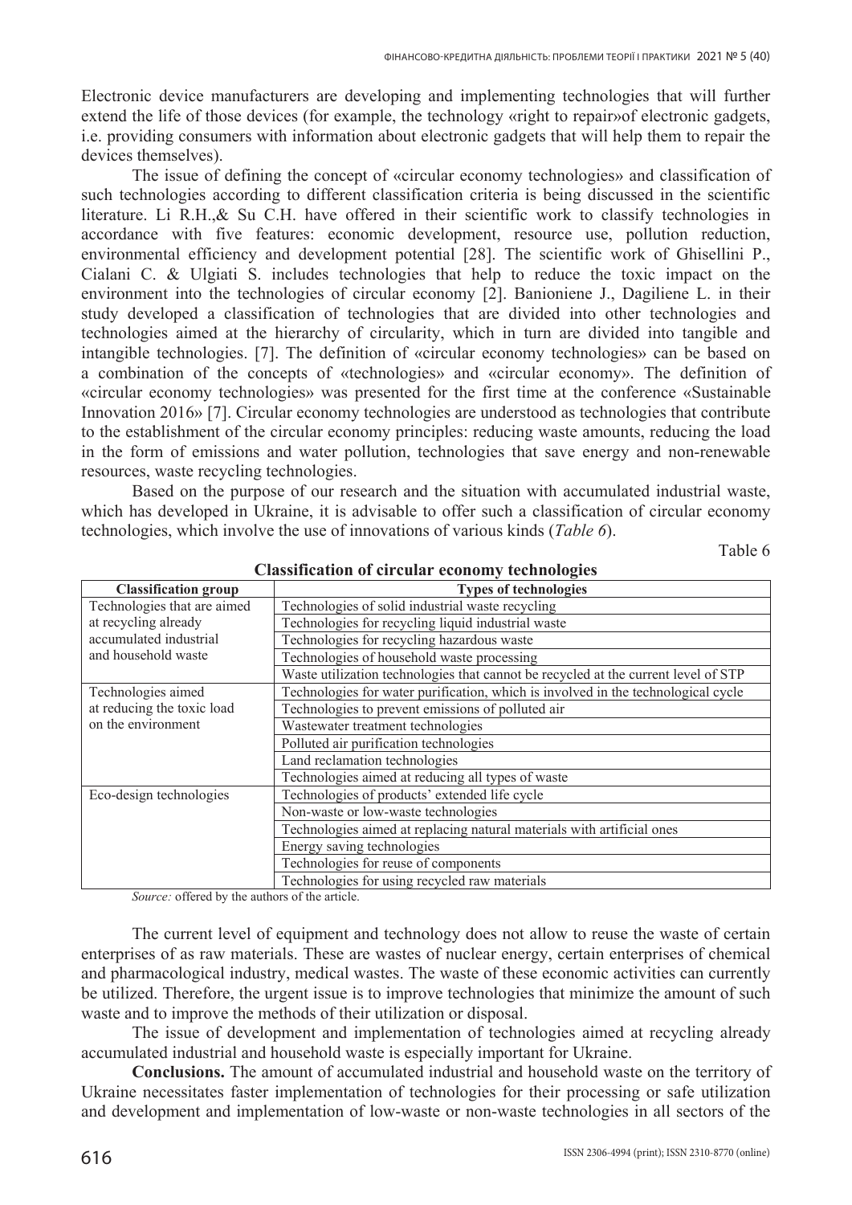Electronic device manufacturers are developing and implementing technologies that will further extend the life of those devices (for example, the technology «right to repair»of electronic gadgets, i.e. providing consumers with information about electronic gadgets that will help them to repair the devices themselves).

The issue of defining the concept of «circular economy technologies» and classification of such technologies according to different classification criteria is being discussed in the scientific literature. Li R.H.,& Su C.H. have offered in their scientific work to classify technologies in accordance with five features: economic development, resource use, pollution reduction, environmental efficiency and development potential [28]. The scientific work of Ghisellini P., Cialani C. & Ulgiati S. includes technologies that help to reduce the toxic impact on the environment into the technologies of circular economy [2]. Banioniene J., Dagiliene L. in their study developed a classification of technologies that are divided into other technologies and technologies aimed at the hierarchy of circularity, which in turn are divided into tangible and intangible technologies. [7]. The definition of «circular economy technologies» can be based on a combination of the concepts of «technologies» and «circular economy». The definition of «circular economy technologies» was presented for the first time at the conference «Sustainable Innovation 2016» [7]. Circular economy technologies are understood as technologies that contribute to the establishment of the circular economy principles: reducing waste amounts, reducing the load in the form of emissions and water pollution, technologies that save energy and non-renewable resources, waste recycling technologies.

Based on the purpose of our research and the situation with accumulated industrial waste, which has developed in Ukraine, it is advisable to offer such a classification of circular economy technologies, which involve the use of innovations of various kinds (*Table 6*).

Table 6

**Classification of circular economy technologies**

| Classification group | Types of technologies |
|---|---|
| Technologies that are aimed at recycling already accumulated industrial and household waste | Technologies of solid industrial waste recycling |
| | Technologies for recycling liquid industrial waste |
| | Technologies for recycling hazardous waste |
| | Technologies of household waste processing |
| | Waste utilization technologies that cannot be recycled at the current level of STP |
| Technologies aimed at reducing the toxic load on the environment | Technologies for water purification, which is involved in the technological cycle |
| | Technologies to prevent emissions of polluted air |
| | Wastewater treatment technologies |
| | Polluted air purification technologies |
| | Land reclamation technologies |
| | Technologies aimed at reducing all types of waste |
| Eco-design technologies | Technologies of products' extended life cycle |
| | Non-waste or low-waste technologies |
| | Technologies aimed at replacing natural materials with artificial ones |
| | Energy saving technologies |
| | Technologies for reuse of components |
| | Technologies for using recycled raw materials |

*Source:* offered by the authors of the article.

The current level of equipment and technology does not allow to reuse the waste of certain enterprises of as raw materials. These are wastes of nuclear energy, certain enterprises of chemical and pharmacological industry, medical wastes. The waste of these economic activities can currently be utilized. Therefore, the urgent issue is to improve technologies that minimize the amount of such waste and to improve the methods of their utilization or disposal.

The issue of development and implementation of technologies aimed at recycling already accumulated industrial and household waste is especially important for Ukraine.

**Conclusions.** The amount of accumulated industrial and household waste on the territory of Ukraine necessitates faster implementation of technologies for their processing or safe utilization and development and implementation of low-waste or non-waste technologies in all sectors of the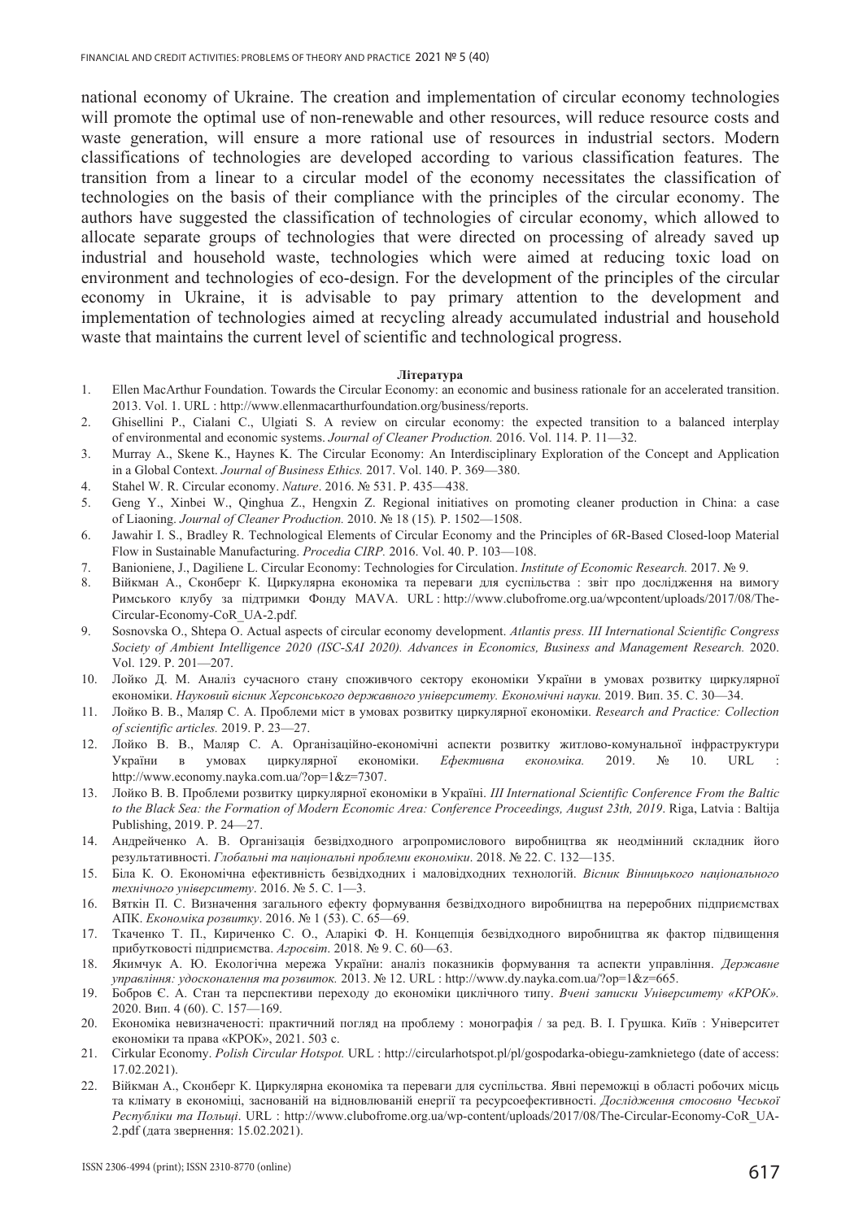national economy of Ukraine. The creation and implementation of circular economy technologies will promote the optimal use of non-renewable and other resources, will reduce resource costs and waste generation, will ensure a more rational use of resources in industrial sectors. Modern classifications of technologies are developed according to various classification features. The transition from a linear to a circular model of the economy necessitates the classification of technologies on the basis of their compliance with the principles of the circular economy. The authors have suggested the classification of technologies of circular economy, which allowed to allocate separate groups of technologies that were directed on processing of already saved up industrial and household waste, technologies which were aimed at reducing toxic load on environment and technologies of eco-design. For the development of the principles of the circular economy in Ukraine, it is advisable to pay primary attention to the development and implementation of technologies aimed at recycling already accumulated industrial and household waste that maintains the current level of scientific and technological progress.

**Література**

1. Ellen MacArthur Foundation. Towards the Circular Economy: an economic and business rationale for an accelerated transition. 2013. Vol. 1. URL : http://www.ellenmacarthurfoundation.org/business/reports.
2. Ghisellini P., Cialani C., Ulgiati S. A review on circular economy: the expected transition to a balanced interplay of environmental and economic systems. *Journal of Cleaner Production.* 2016. Vol. 114. P. 11—32.
3. Murray A., Skene K., Haynes K. The Circular Economy: An Interdisciplinary Exploration of the Concept and Application in a Global Context. *Journal of Business Ethics.* 2017. Vol. 140. P. 369—380.
4. Stahel W. R. Circular economy. *Nature*. 2016. № 531. P. 435—438.
5. Geng Y., Xinbei W., Qinghua Z., Hengxin Z. Regional initiatives on promoting cleaner production in China: a case of Liaoning. *Journal of Cleaner Production.* 2010. № 18 (15)*.* P. 1502—1508.
6. Jawahir I. S., Bradley R. Technological Elements of Circular Economy and the Principles of 6R-Based Closed-loop Material Flow in Sustainable Manufacturing. *Procedia CIRP.* 2016. Vol. 40. P. 103—108.
7. Banioniene, J., Dagiliene L. Circular Economy: Technologies for Circulation. *Institute of Economic Research.* 2017. № 9.
8. Війкман А., Сконберг К. Циркулярна економіка та переваги для суспільства : звіт про дослідження на вимогу Римського клубу за підтримки Фонду MAVA. URL : http://www.clubofrome.org.ua/wpcontent/uploads/2017/08/The-Circular-Economy-CoR_UA-2.pdf.
9. Sosnovska O., Shtepa O. Actual aspects of circular economy development. *Atlantis press. III International Scientific Congress Society of Ambient Intelligence 2020 (ISC-SAI 2020). Advances in Economics, Business and Management Research.* 2020. Vol. 129. P. 201—207.
10. Лойко Д. М. Аналіз сучасного стану споживчого сектору економіки України в умовах розвитку циркулярної економіки. *Науковий вісник Херсонського державного університету. Економічні науки.* 2019. Вип. 35. С. 30—34.
11. Лойко В. В., Маляр С. А. Проблеми міст в умовах розвитку циркулярної економіки. *Research and Practice: Collection of scientific articles.* 2019. P. 23—27.
12. Лойко В. В., Маляр С. А. Організаційно-економічні аспекти розвитку житлово-комунальної інфраструктури України в умовах циркулярної економіки. *Ефективна економіка.* 2019. № 10. URL : http://www.economy.nayka.com.ua/?op=1&z=7307.
13. Лойко В. В. Проблеми розвитку циркулярної економіки в Україні. *III International Scientific Conference From the Baltic to the Black Sea: the Formation of Modern Economic Area: Conference Proceedings, August 23th, 2019*. Riga, Latvia : Baltija Publishing, 2019. P. 24—27.
14. Андрейченко А. В. Організація безвідходного агропромислового виробництва як неодмінний складник його результативності. *Глобальні та національні проблеми економіки*. 2018. № 22. С. 132—135.
15. Біла К. О. Економічна ефективність безвідходних і маловідходних технологій. *Вісник Вінницького національного технічного університету*. 2016. № 5. С. 1—3.
16. Вяткін П. С. Визначення загального ефекту формування безвідходного виробництва на переробних підприємствах АПК. *Економіка розвитку*. 2016. № 1 (53). С. 65—69.
17. Ткаченко Т. П., Кириченко С. О., Аларікі Ф. Н. Концепція безвідходного виробництва як фактор підвищення прибутковості підприємства. *Агросвіт*. 2018. № 9. С. 60—63.
18. Якимчук А. Ю. Екологічна мережа України: аналіз показників формування та аспекти управління. *Державне управління: удосконалення та розвиток.* 2013. № 12. URL : http://www.dy.nayka.com.ua/?op=1&z=665.
19. Бобров Є. А. Стан та перспективи переходу до економіки циклічного типу. *Вчені записки Університету «КРОК».* 2020. Вип. 4 (60). С. 157—169.
20. Економіка невизначеності: практичний погляд на проблему : монографія / за ред. В. І. Грушка. Київ : Університет економіки та права «КРОК», 2021. 503 с.
21. Cirkular Economy. *Polish Circular Hotspot.* URL : http://circularhotspot.pl/pl/gospodarka-obiegu-zamknietego (date of access: 17.02.2021).
22. Війкман А., Сконберг К. Циркулярна економіка та переваги для суспільства. Явні переможці в області робочих місць та клімату в економіці, заснованій на відновлюваній енергії та ресурсоефективності. *Дослідження стосовно Чеської Республіки та Польщі*. URL : http://www.clubofrome.org.ua/wp-content/uploads/2017/08/The-Circular-Economy-CoR_UA-2.pdf (дата звернення: 15.02.2021).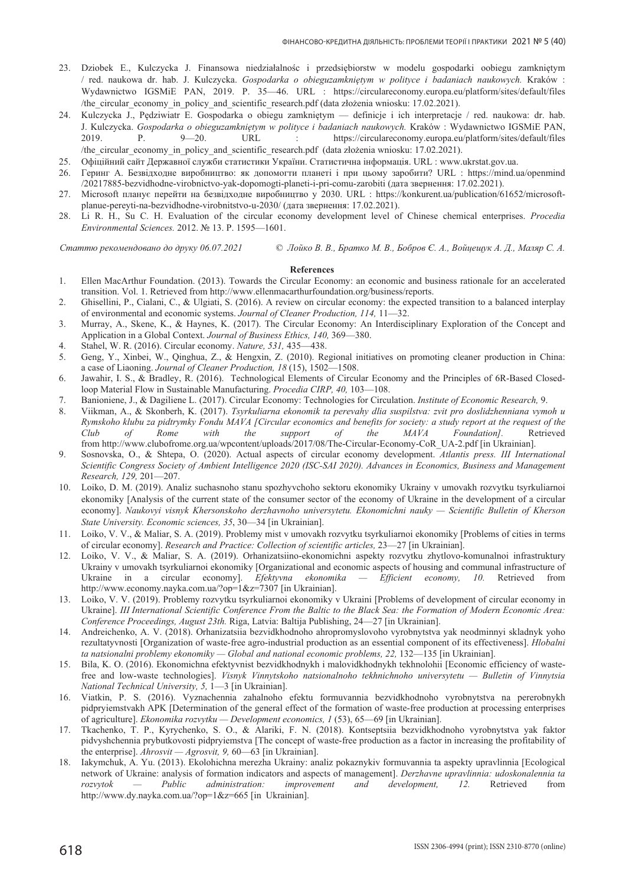23. Dziobek E., Kulczycka J. Finansowa niedziałalnośc i przedsiębiorstw w modelu gospodarki oobiegu zamkniętym / red. naukowa dr. hab. J. Kulczycka. *Gospodarka o obieguzamkniętym w polityce i badaniach naukowych.* Kraków : Wydawnictwo IGSMiE PAN, 2019. P. 35—46. URL : https://circulareconomy.europa.eu/platform/sites/default/files /the_circular_economy_in_policy_and_scientific_research.pdf (data złożenia wniosku: 17.02.2021).
24. Kulczycka J., Pędziwiatr E. Gospodarka o obiegu zamkniętym — definicje i ich interpretacje / red. naukowa: dr. hab. J. Kulczycka. *Gospodarka o obieguzamkniętym w polityce i badaniach naukowych.* Kraków : Wydawnictwo IGSMiE PAN, 2019. P. 9—20. URL : https://circulareconomy.europa.eu/platform/sites/default/files /the_circular_economy_in_policy_and_scientific_research.pdf (data złożenia wniosku: 17.02.2021).
25. Офіційний сайт Державної служби статистики України. Статистична інформація. URL : www.ukrstat.gov.ua.
26. Геринг А. Безвідходне виробництво: як допомогти планеті і при цьому заробити? URL : https://mind.ua/openmind /20217885-bezvidhodne-virobnictvo-yak-dopomogti-planeti-i-pri-comu-zarobiti (дата звернення: 17.02.2021).
27. Microsoft планує перейти на безвідходне виробництво у 2030. URL : https://konkurent.ua/publication/61652/microsoft-planue-pereyti-na-bezvidhodne-virobnitstvo-u-2030/ (дата звернення: 17.02.2021).
28. Li R. H., Su C. H. Evaluation of the circular economy development level of Chinese chemical enterprises. *Procedia Environmental Sciences.* 2012. № 13. P. 1595—1601.

*Статтю рекомендовано до друку 06.07.2021* © *Лойко В. В., Братко М. В., Бобров Є. А., Войцещук А. Д., Маляр С. А.*

**References**

1. Ellen MacArthur Foundation. (2013). Towards the Circular Economy: an economic and business rationale for an accelerated transition. Vol. 1. Retrieved from http://www.ellenmacarthurfoundation.org/business/reports.
2. Ghisellini, P., Cialani, C., & Ulgiati, S. (2016). A review on circular economy: the expected transition to a balanced interplay of environmental and economic systems. *Journal of Cleaner Production, 114,* 11—32.
3. Murray, A., Skene, K., & Haynes, K. (2017). The Circular Economy: An Interdisciplinary Exploration of the Concept and Application in a Global Context. *Journal of Business Ethics, 140,* 369—380.
4. Stahel, W. R. (2016). Circular economy. *Nature, 531,* 435—438.
5. Geng, Y., Xinbei, W., Qinghua, Z., & Hengxin, Z. (2010). Regional initiatives on promoting cleaner production in China: a case of Liaoning. *Journal of Cleaner Production, 18* (15), 1502—1508.
6. Jawahir, I. S., & Bradley, R. (2016). Technological Elements of Circular Economy and the Principles of 6R-Based Closed-loop Material Flow in Sustainable Manufacturing. *Procedia CIRP, 40,* 103—108.
7. Banioniene, J., & Dagiliene L. (2017). Circular Economy: Technologies for Circulation. *Institute of Economic Research,* 9.
8. Viikman, A., & Skonberh, K. (2017). *Tsyrkuliarna ekonomik ta perevahy dlia suspilstva: zvit pro doslidzhenniana vymoh u Rymskoho klubu za pidtrymky Fondu MAVA [Circular economics and benefits for society: a study report at the request of the Club of Rome with the support of the MAVA Foundation].* Retrieved from http://www.clubofrome.org.ua/wpcontent/uploads/2017/08/The-Circular-Economy-CoR_UA-2.pdf [in Ukrainian].
9. Sosnovska, O., & Shtepa, O. (2020). Actual aspects of circular economy development. *Atlantis press. III International Scientific Congress Society of Ambient Intelligence 2020 (ISC-SAI 2020). Advances in Economics, Business and Management Research, 129,* 201—207.
10. Loiko, D. M. (2019). Analiz suchasnoho stanu spozhyvchoho sektoru ekonomiky Ukrainy v umovakh rozvytku tsyrkuliarnoi ekonomiky [Analysis of the current state of the consumer sector of the economy of Ukraine in the development of a circular economy]. *Naukovyi visnyk Khersonskoho derzhavnoho universytetu. Ekonomichni nauky — Scientific Bulletin of Kherson State University. Economic sciences, 35*, 30—34 [in Ukrainian].
11. Loiko, V. V., & Maliar, S. A. (2019). Problemy mist v umovakh rozvytku tsyrkuliarnoi ekonomiky [Problems of cities in terms of circular economy]. *Research and Practice: Collection of scientific articles,* 23—27 [in Ukrainian].
12. Loiko, V. V., & Maliar, S. A. (2019). Orhanizatsiino-ekonomichni aspekty rozvytku zhytlovo-komunalnoi infrastruktury Ukrainy v umovakh tsyrkuliarnoi ekonomiky [Organizational and economic aspects of housing and communal infrastructure of Ukraine in a circular economy]. *Efektyvna ekonomika — Efficient economy, 10.* Retrieved from http://www.economy.nayka.com.ua/?op=1&z=7307 [in Ukrainian].
13. Loiko, V. V. (2019). Problemy rozvytku tsyrkuliarnoi ekonomiky v Ukraini [Problems of development of circular economy in Ukraine]. *III International Scientific Conference From the Baltic to the Black Sea: the Formation of Modern Economic Area: Conference Proceedings, August 23th.* Riga, Latvia: Baltija Publishing, 24—27 [in Ukrainian].
14. Andreichenko, A. V. (2018). Orhanizatsiia bezvidkhodnoho ahropromyslovoho vyrobnytstva yak neodminnyi skladnyk yoho rezultatyvnosti [Organization of waste-free agro-industrial production as an essential component of its effectiveness]. *Hlobalni ta natsionalni problemy ekonomiky — Global and national economic problems, 22,* 132—135 [in Ukrainian].
15. Bila, K. O. (2016). Ekonomichna efektyvnist bezvidkhodnykh i malovidkhodnykh tekhnolohii [Economic efficiency of waste-free and low-waste technologies]. *Visnyk Vinnytskoho natsionalnoho tekhnichnoho universytetu — Bulletin of Vinnytsia National Technical University, 5,* 1—3 [in Ukrainian].
16. Viatkin, P. S. (2016). Vyznachennia zahalnoho efektu formuvannia bezvidkhodnoho vyrobnytstva na pererobnykh pidpryiemstvakh APK [Determination of the general effect of the formation of waste-free production at processing enterprises of agriculture]. *Ekonomika rozvytku — Development economics, 1* (53), 65—69 [in Ukrainian].
17. Tkachenko, T. P., Kyrychenko, S. O., & Alariki, F. N. (2018). Kontseptsiia bezvidkhodnoho vyrobnytstva yak faktor pidvyshchennia prybutkovosti pidpryiemstva [The concept of waste-free production as a factor in increasing the profitability of the enterprise]. *Ahrosvit — Agrosvit, 9,* 60—63 [in Ukrainian].
18. Iakymchuk, A. Yu. (2013). Ekolohichna merezha Ukrainy: analiz pokaznykiv formuvannia ta aspekty upravlinnia [Ecological network of Ukraine: analysis of formation indicators and aspects of management]. *Derzhavne upravlinnia: udoskonalennia ta rozvytok — Public administration: improvement and development, 12.* Retrieved from http://www.dy.nayka.com.ua/?op=1&z=665 [in Ukrainian].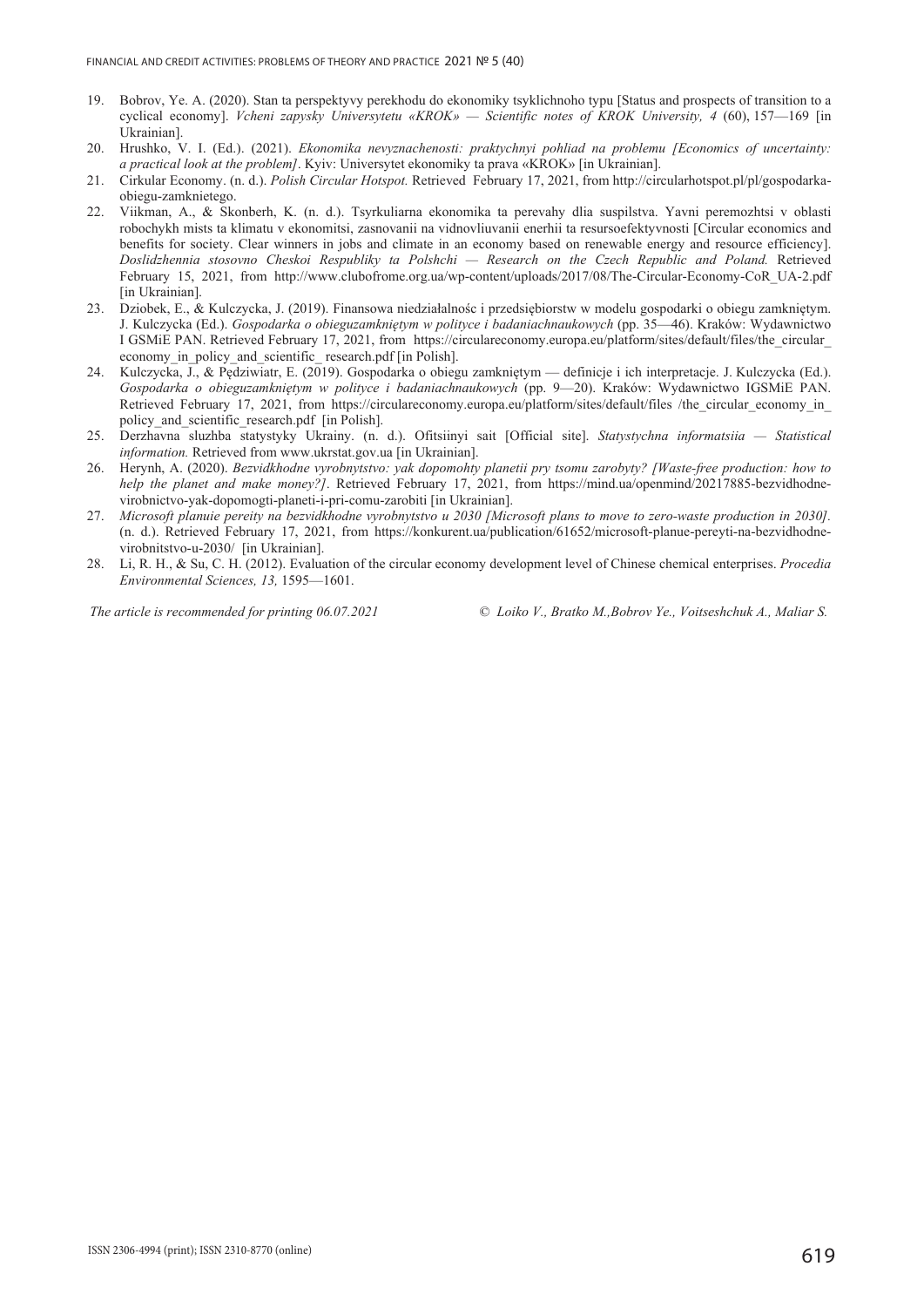19. Bobrov, Ye. A. (2020). Stan ta perspektyvy perekhodu do ekonomiky tsyklichnoho typu [Status and prospects of transition to a cyclical economy]. *Vcheni zapysky Universytetu «KROK» — Scientific notes of KROK University, 4* (60), 157—169 [in Ukrainian].
20. Hrushko, V. I. (Ed.). (2021). *Ekonomika nevyznachenosti: praktychnyi pohliad na problemu [Economics of uncertainty: a practical look at the problem]*. Kyiv: Universytet ekonomiky ta prava «KROK» [in Ukrainian].
21. Cirkular Economy. (n. d.). *Polish Circular Hotspot.* Retrieved February 17, 2021, from http://circularhotspot.pl/pl/gospodarka-obiegu-zamknietego.
22. Viikman, A., & Skonberh, K. (n. d.). Tsyrkuliarna ekonomika ta perevahy dlia suspilstva. Yavni peremozhtsi v oblasti robochykh mists ta klimatu v ekonomitsi, zasnovanii na vidnovliuvanii enerhii ta resursoefektyvnosti [Circular economics and benefits for society. Clear winners in jobs and climate in an economy based on renewable energy and resource efficiency]. *Doslidzhennia stosovno Cheskoi Respubliky ta Polshchi — Research on the Czech Republic and Poland.* Retrieved February 15, 2021, from http://www.clubofrome.org.ua/wp-content/uploads/2017/08/The-Circular-Economy-CoR_UA-2.pdf [in Ukrainian].
23. Dziobek, E., & Kulczycka, J. (2019). Finansowa niedziałalnośc i przedsiębiorstw w modelu gospodarki o obiegu zamkniętym. J. Kulczycka (Ed.). *Gospodarka o obieguzamkniętym w polityce i badaniachnaukowych* (pp. 35—46). Kraków: Wydawnictwo I GSMiE PAN. Retrieved February 17, 2021, from https://circulareconomy.europa.eu/platform/sites/default/files/the_circular_economy_in_policy_and_scientific_ research.pdf [in Polish].
24. Kulczycka, J., & Pędziwiatr, E. (2019). Gospodarka o obiegu zamkniętym — definicje i ich interpretacje. J. Kulczycka (Ed.). *Gospodarka o obieguzamkniętym w polityce i badaniachnaukowych* (pp. 9—20). Kraków: Wydawnictwo IGSMiE PAN. Retrieved February 17, 2021, from https://circulareconomy.europa.eu/platform/sites/default/files /the_circular_economy_in_policy_and_scientific_research.pdf [in Polish].
25. Derzhavna sluzhba statystyky Ukrainy. (n. d.). Ofitsiinyi sait [Official site]. *Statystychna informatsiia — Statistical information.* Retrieved from www.ukrstat.gov.ua [in Ukrainian].
26. Herynh, A. (2020). *Bezvidkhodne vyrobnytstvo: yak dopomohty planetii pry tsomu zarobyty? [Waste-free production: how to help the planet and make money?]*. Retrieved February 17, 2021, from https://mind.ua/openmind/20217885-bezvidhodne-virobnictvo-yak-dopomogti-planeti-i-pri-comu-zarobiti [in Ukrainian].
27. *Microsoft planuie pereity na bezvidkhodne vyrobnytstvo u 2030 [Microsoft plans to move to zero-waste production in 2030]*. (n. d.). Retrieved February 17, 2021, from https://konkurent.ua/publication/61652/microsoft-planue-pereyti-na-bezvidhodne-virobnitstvo-u-2030/ [in Ukrainian].
28. Li, R. H., & Su, C. H. (2012). Evaluation of the circular economy development level of Chinese chemical enterprises. *Procedia Environmental Sciences, 13,* 1595—1601.

*The article is recommended for printing 06.07.2021* © *Loiko V., Bratko M.,Bobrov Ye., Voitseshchuk A., Maliar S.*